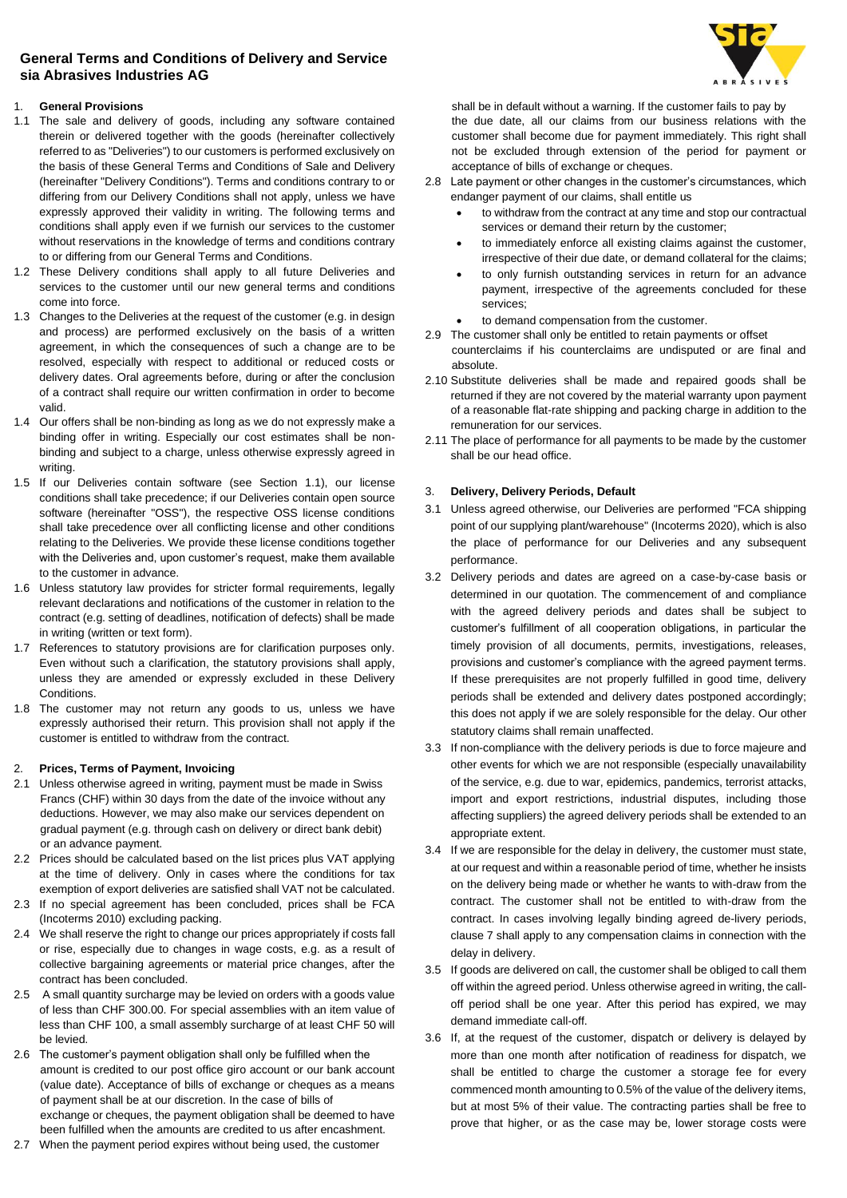# General Terms and Conditions of Delivery and Service sia Abrasives Industries AG

## 1. General Provisions

1.1 The sale and delivery of goods, including any software contained therein or delivered together with the goods (hereinafter collectively referred to as "Deliveries") to our customers is performed exclusively on the basis of these General Terms and Conditions of Sale and Delivery (hereinafter "Delivery Conditions"). Terms and conditions contrary to or differing from our Delivery Conditions shall not apply, unless we have expressly approved their validity in writing. The following terms and conditions shall apply even if we furnish our services to the customer without reservations in the knowledge of terms and conditions contrary to or differing from our General Terms and Conditions.

1.2 These Delivery conditions shall apply to all future Deliveries and services to the customer until our new general terms and conditions come into force.

1.3 Changes to the Deliveries at the request of the customer (e.g. in design and process) are performed exclusively on the basis of a written agreement, in which the consequences of such a change are to be resolved, especially with respect to additional or reduced costs or delivery dates. Oral agreements before, during or after the conclusion of a contract shall require our written confirmation in order to become valid.

1.4 Our offers shall be non-binding as long as we do not expressly make a binding offer in writing. Especially our cost estimates shall be non-binding and subject to a charge, unless otherwise expressly agreed in writing.

1.5 If our Deliveries contain software (see Section 1.1), our license conditions shall take precedence; if our Deliveries contain open source software (hereinafter "OSS"), the respective OSS license conditions shall take precedence over all conflicting license and other conditions relating to the Deliveries. We provide these license conditions together with the Deliveries and, upon customer's request, make them available to the customer in advance.

1.6 Unless statutory law provides for stricter formal requirements, legally relevant declarations and notifications of the customer in relation to the contract (e.g. setting of deadlines, notification of defects) shall be made in writing (written or text form).

1.7 References to statutory provisions are for clarification purposes only. Even without such a clarification, the statutory provisions shall apply, unless they are amended or expressly excluded in these Delivery Conditions.

1.8 The customer may not return any goods to us, unless we have expressly authorised their return. This provision shall not apply if the customer is entitled to withdraw from the contract.

## 2. Prices, Terms of Payment, Invoicing

2.1 Unless otherwise agreed in writing, payment must be made in Swiss Francs (CHF) within 30 days from the date of the invoice without any deductions. However, we may also make our services dependent on gradual payment (e.g. through cash on delivery or direct bank debit) or an advance payment.

2.2 Prices should be calculated based on the list prices plus VAT applying at the time of delivery. Only in cases where the conditions for tax exemption of export deliveries are satisfied shall VAT not be calculated.

2.3 If no special agreement has been concluded, prices shall be FCA (Incoterms 2010) excluding packing.

2.4 We shall reserve the right to change our prices appropriately if costs fall or rise, especially due to changes in wage costs, e.g. as a result of collective bargaining agreements or material price changes, after the contract has been concluded.

2.5 A small quantity surcharge may be levied on orders with a goods value of less than CHF 300.00. For special assemblies with an item value of less than CHF 100, a small assembly surcharge of at least CHF 50 will be levied.

2.6 The customer's payment obligation shall only be fulfilled when the amount is credited to our post office giro account or our bank account (value date). Acceptance of bills of exchange or cheques as a means of payment shall be at our discretion. In the case of bills of exchange or cheques, the payment obligation shall be deemed to have been fulfilled when the amounts are credited to us after encashment.

2.7 When the payment period expires without being used, the customer shall be in default without a warning. If the customer fails to pay by the due date, all our claims from our business relations with the customer shall become due for payment immediately. This right shall not be excluded through extension of the period for payment or acceptance of bills of exchange or cheques.

2.8 Late payment or other changes in the customer's circumstances, which endanger payment of our claims, shall entitle us

- to withdraw from the contract at any time and stop our contractual services or demand their return by the customer;
- to immediately enforce all existing claims against the customer, irrespective of their due date, or demand collateral for the claims;
- to only furnish outstanding services in return for an advance payment, irrespective of the agreements concluded for these services;
- to demand compensation from the customer.

2.9 The customer shall only be entitled to retain payments or offset counterclaims if his counterclaims are undisputed or are final and absolute.

2.10 Substitute deliveries shall be made and repaired goods shall be returned if they are not covered by the material warranty upon payment of a reasonable flat-rate shipping and packing charge in addition to the remuneration for our services.

2.11 The place of performance for all payments to be made by the customer shall be our head office.

## 3. Delivery, Delivery Periods, Default

3.1 Unless agreed otherwise, our Deliveries are performed "FCA shipping point of our supplying plant/warehouse" (Incoterms 2020), which is also the place of performance for our Deliveries and any subsequent performance.

3.2 Delivery periods and dates are agreed on a case-by-case basis or determined in our quotation. The commencement of and compliance with the agreed delivery periods and dates shall be subject to customer's fulfillment of all cooperation obligations, in particular the timely provision of all documents, permits, investigations, releases, provisions and customer's compliance with the agreed payment terms. If these prerequisites are not properly fulfilled in good time, delivery periods shall be extended and delivery dates postponed accordingly; this does not apply if we are solely responsible for the delay. Our other statutory claims shall remain unaffected.

3.3 If non-compliance with the delivery periods is due to force majeure and other events for which we are not responsible (especially unavailability of the service, e.g. due to war, epidemics, pandemics, terrorist attacks, import and export restrictions, industrial disputes, including those affecting suppliers) the agreed delivery periods shall be extended to an appropriate extent.

3.4 If we are responsible for the delay in delivery, the customer must state, at our request and within a reasonable period of time, whether he insists on the delivery being made or whether he wants to with-draw from the contract. The customer shall not be entitled to with-draw from the contract. In cases involving legally binding agreed de-livery periods, clause 7 shall apply to any compensation claims in connection with the delay in delivery.

3.5 If goods are delivered on call, the customer shall be obliged to call them off within the agreed period. Unless otherwise agreed in writing, the call-off period shall be one year. After this period has expired, we may demand immediate call-off.

3.6 If, at the request of the customer, dispatch or delivery is delayed by more than one month after notification of readiness for dispatch, we shall be entitled to charge the customer a storage fee for every commenced month amounting to 0.5% of the value of the delivery items, but at most 5% of their value. The contracting parties shall be free to prove that higher, or as the case may be, lower storage costs were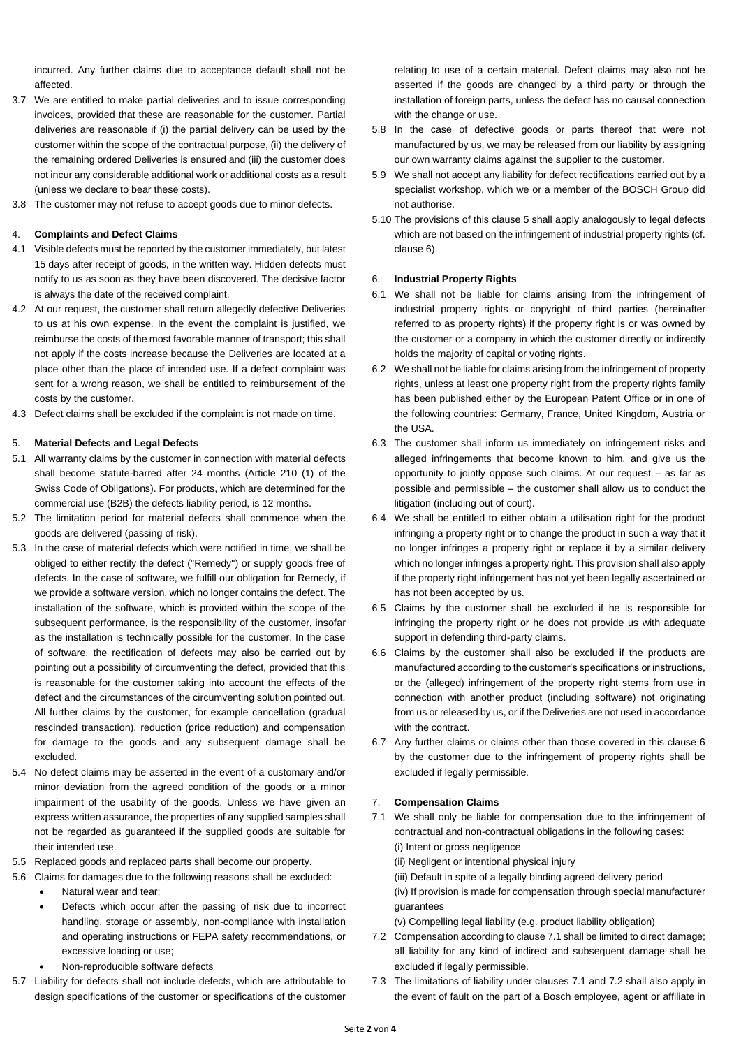incurred. Any further claims due to acceptance default shall not be affected.

3.7 We are entitled to make partial deliveries and to issue corresponding invoices, provided that these are reasonable for the customer. Partial deliveries are reasonable if (i) the partial delivery can be used by the customer within the scope of the contractual purpose, (ii) the delivery of the remaining ordered Deliveries is ensured and (iii) the customer does not incur any considerable additional work or additional costs as a result (unless we declare to bear these costs).

3.8 The customer may not refuse to accept goods due to minor defects.

## 4. **Complaints and Defect Claims**

4.1 Visible defects must be reported by the customer immediately, but latest 15 days after receipt of goods, in the written way. Hidden defects must notify to us as soon as they have been discovered. The decisive factor is always the date of the received complaint.

4.2 At our request, the customer shall return allegedly defective Deliveries to us at his own expense. In the event the complaint is justified, we reimburse the costs of the most favorable manner of transport; this shall not apply if the costs increase because the Deliveries are located at a place other than the place of intended use. If a defect complaint was sent for a wrong reason, we shall be entitled to reimbursement of the costs by the customer.

4.3 Defect claims shall be excluded if the complaint is not made on time.

## 5. **Material Defects and Legal Defects**

5.1 All warranty claims by the customer in connection with material defects shall become statute-barred after 24 months (Article 210 (1) of the Swiss Code of Obligations). For products, which are determined for the commercial use (B2B) the defects liability period, is 12 months.

5.2 The limitation period for material defects shall commence when the goods are delivered (passing of risk).

5.3 In the case of material defects which were notified in time, we shall be obliged to either rectify the defect ("Remedy") or supply goods free of defects. In the case of software, we fulfill our obligation for Remedy, if we provide a software version, which no longer contains the defect. The installation of the software, which is provided within the scope of the subsequent performance, is the responsibility of the customer, insofar as the installation is technically possible for the customer. In the case of software, the rectification of defects may also be carried out by pointing out a possibility of circumventing the defect, provided that this is reasonable for the customer taking into account the effects of the defect and the circumstances of the circumventing solution pointed out. All further claims by the customer, for example cancellation (gradual rescinded transaction), reduction (price reduction) and compensation for damage to the goods and any subsequent damage shall be excluded.

5.4 No defect claims may be asserted in the event of a customary and/or minor deviation from the agreed condition of the goods or a minor impairment of the usability of the goods. Unless we have given an express written assurance, the properties of any supplied samples shall not be regarded as guaranteed if the supplied goods are suitable for their intended use.

5.5 Replaced goods and replaced parts shall become our property.

5.6 Claims for damages due to the following reasons shall be excluded:

- Natural wear and tear;
- Defects which occur after the passing of risk due to incorrect handling, storage or assembly, non-compliance with installation and operating instructions or FEPA safety recommendations, or excessive loading or use;
- Non-reproducible software defects

5.7 Liability for defects shall not include defects, which are attributable to design specifications of the customer or specifications of the customer relating to use of a certain material. Defect claims may also not be asserted if the goods are changed by a third party or through the installation of foreign parts, unless the defect has no causal connection with the change or use.

5.8 In the case of defective goods or parts thereof that were not manufactured by us, we may be released from our liability by assigning our own warranty claims against the supplier to the customer.

5.9 We shall not accept any liability for defect rectifications carried out by a specialist workshop, which we or a member of the BOSCH Group did not authorise.

5.10 The provisions of this clause 5 shall apply analogously to legal defects which are not based on the infringement of industrial property rights (cf. clause 6).

## 6. **Industrial Property Rights**

6.1 We shall not be liable for claims arising from the infringement of industrial property rights or copyright of third parties (hereinafter referred to as property rights) if the property right is or was owned by the customer or a company in which the customer directly or indirectly holds the majority of capital or voting rights.

6.2 We shall not be liable for claims arising from the infringement of property rights, unless at least one property right from the property rights family has been published either by the European Patent Office or in one of the following countries: Germany, France, United Kingdom, Austria or the USA.

6.3 The customer shall inform us immediately on infringement risks and alleged infringements that become known to him, and give us the opportunity to jointly oppose such claims. At our request – as far as possible and permissible – the customer shall allow us to conduct the litigation (including out of court).

6.4 We shall be entitled to either obtain a utilisation right for the product infringing a property right or to change the product in such a way that it no longer infringes a property right or replace it by a similar delivery which no longer infringes a property right. This provision shall also apply if the property right infringement has not yet been legally ascertained or has not been accepted by us.

6.5 Claims by the customer shall be excluded if he is responsible for infringing the property right or he does not provide us with adequate support in defending third-party claims.

6.6 Claims by the customer shall also be excluded if the products are manufactured according to the customer's specifications or instructions, or the (alleged) infringement of the property right stems from use in connection with another product (including software) not originating from us or released by us, or if the Deliveries are not used in accordance with the contract.

6.7 Any further claims or claims other than those covered in this clause 6 by the customer due to the infringement of property rights shall be excluded if legally permissible.

## 7. **Compensation Claims**

7.1 We shall only be liable for compensation due to the infringement of contractual and non-contractual obligations in the following cases:
(i) Intent or gross negligence
(ii) Negligent or intentional physical injury
(iii) Default in spite of a legally binding agreed delivery period
(iv) If provision is made for compensation through special manufacturer guarantees
(v) Compelling legal liability (e.g. product liability obligation)

7.2 Compensation according to clause 7.1 shall be limited to direct damage; all liability for any kind of indirect and subsequent damage shall be excluded if legally permissible.

7.3 The limitations of liability under clauses 7.1 and 7.2 shall also apply in the event of fault on the part of a Bosch employee, agent or affiliate in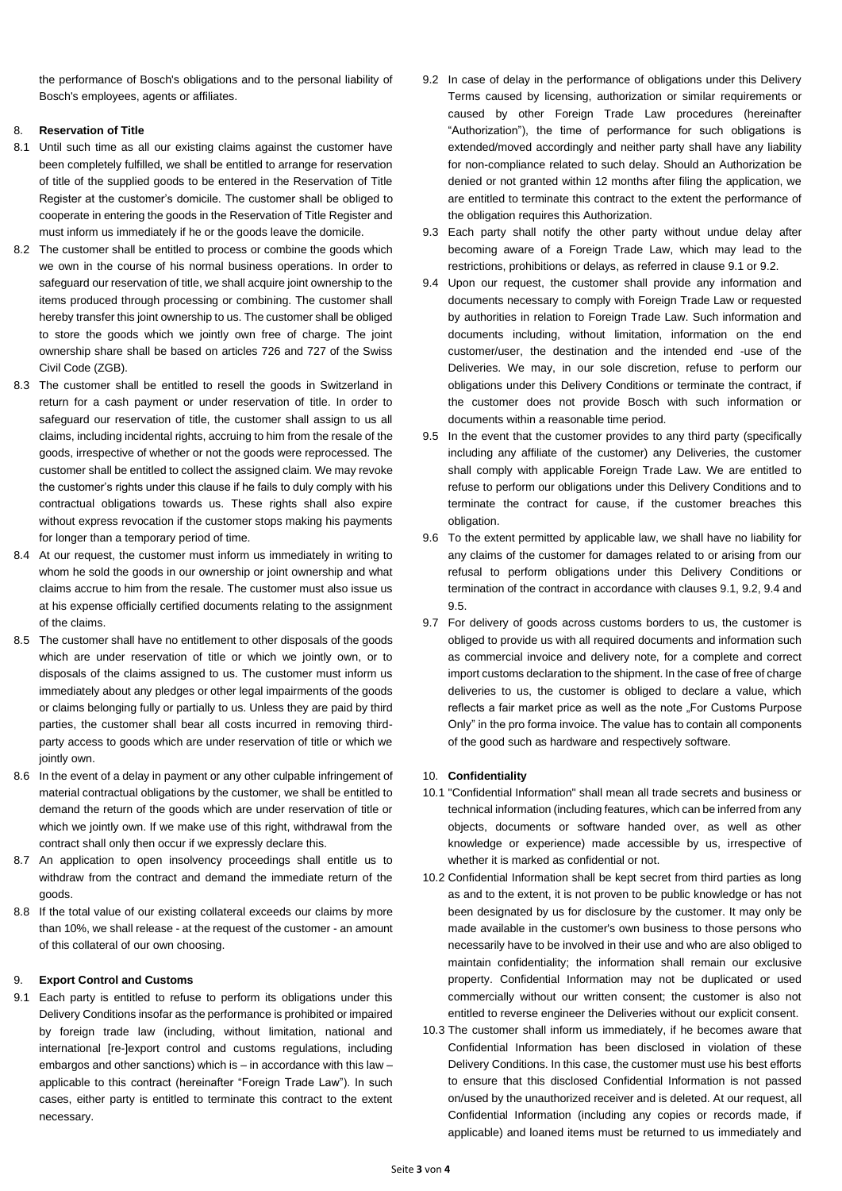the performance of Bosch's obligations and to the personal liability of Bosch's employees, agents or affiliates.

## 8. Reservation of Title

8.1 Until such time as all our existing claims against the customer have been completely fulfilled, we shall be entitled to arrange for reservation of title of the supplied goods to be entered in the Reservation of Title Register at the customer's domicile. The customer shall be obliged to cooperate in entering the goods in the Reservation of Title Register and must inform us immediately if he or the goods leave the domicile.

8.2 The customer shall be entitled to process or combine the goods which we own in the course of his normal business operations. In order to safeguard our reservation of title, we shall acquire joint ownership to the items produced through processing or combining. The customer shall hereby transfer this joint ownership to us. The customer shall be obliged to store the goods which we jointly own free of charge. The joint ownership share shall be based on articles 726 and 727 of the Swiss Civil Code (ZGB).

8.3 The customer shall be entitled to resell the goods in Switzerland in return for a cash payment or under reservation of title. In order to safeguard our reservation of title, the customer shall assign to us all claims, including incidental rights, accruing to him from the resale of the goods, irrespective of whether or not the goods were reprocessed. The customer shall be entitled to collect the assigned claim. We may revoke the customer's rights under this clause if he fails to duly comply with his contractual obligations towards us. These rights shall also expire without express revocation if the customer stops making his payments for longer than a temporary period of time.

8.4 At our request, the customer must inform us immediately in writing to whom he sold the goods in our ownership or joint ownership and what claims accrue to him from the resale. The customer must also issue us at his expense officially certified documents relating to the assignment of the claims.

8.5 The customer shall have no entitlement to other disposals of the goods which are under reservation of title or which we jointly own, or to disposals of the claims assigned to us. The customer must inform us immediately about any pledges or other legal impairments of the goods or claims belonging fully or partially to us. Unless they are paid by third parties, the customer shall bear all costs incurred in removing third-party access to goods which are under reservation of title or which we jointly own.

8.6 In the event of a delay in payment or any other culpable infringement of material contractual obligations by the customer, we shall be entitled to demand the return of the goods which are under reservation of title or which we jointly own. If we make use of this right, withdrawal from the contract shall only then occur if we expressly declare this.

8.7 An application to open insolvency proceedings shall entitle us to withdraw from the contract and demand the immediate return of the goods.

8.8 If the total value of our existing collateral exceeds our claims by more than 10%, we shall release - at the request of the customer - an amount of this collateral of our own choosing.

## 9. Export Control and Customs

9.1 Each party is entitled to refuse to perform its obligations under this Delivery Conditions insofar as the performance is prohibited or impaired by foreign trade law (including, without limitation, national and international [re-]export control and customs regulations, including embargos and other sanctions) which is – in accordance with this law – applicable to this contract (hereinafter "Foreign Trade Law"). In such cases, either party is entitled to terminate this contract to the extent necessary.

9.2 In case of delay in the performance of obligations under this Delivery Terms caused by licensing, authorization or similar requirements or caused by other Foreign Trade Law procedures (hereinafter "Authorization"), the time of performance for such obligations is extended/moved accordingly and neither party shall have any liability for non-compliance related to such delay. Should an Authorization be denied or not granted within 12 months after filing the application, we are entitled to terminate this contract to the extent the performance of the obligation requires this Authorization.

9.3 Each party shall notify the other party without undue delay after becoming aware of a Foreign Trade Law, which may lead to the restrictions, prohibitions or delays, as referred in clause 9.1 or 9.2.

9.4 Upon our request, the customer shall provide any information and documents necessary to comply with Foreign Trade Law or requested by authorities in relation to Foreign Trade Law. Such information and documents including, without limitation, information on the end customer/user, the destination and the intended end -use of the Deliveries. We may, in our sole discretion, refuse to perform our obligations under this Delivery Conditions or terminate the contract, if the customer does not provide Bosch with such information or documents within a reasonable time period.

9.5 In the event that the customer provides to any third party (specifically including any affiliate of the customer) any Deliveries, the customer shall comply with applicable Foreign Trade Law. We are entitled to refuse to perform our obligations under this Delivery Conditions and to terminate the contract for cause, if the customer breaches this obligation.

9.6 To the extent permitted by applicable law, we shall have no liability for any claims of the customer for damages related to or arising from our refusal to perform obligations under this Delivery Conditions or termination of the contract in accordance with clauses 9.1, 9.2, 9.4 and 9.5.

9.7 For delivery of goods across customs borders to us, the customer is obliged to provide us with all required documents and information such as commercial invoice and delivery note, for a complete and correct import customs declaration to the shipment. In the case of free of charge deliveries to us, the customer is obliged to declare a value, which reflects a fair market price as well as the note „For Customs Purpose Only" in the pro forma invoice. The value has to contain all components of the good such as hardware and respectively software.

## 10. Confidentiality

10.1 "Confidential Information" shall mean all trade secrets and business or technical information (including features, which can be inferred from any objects, documents or software handed over, as well as other knowledge or experience) made accessible by us, irrespective of whether it is marked as confidential or not.

10.2 Confidential Information shall be kept secret from third parties as long as and to the extent, it is not proven to be public knowledge or has not been designated by us for disclosure by the customer. It may only be made available in the customer's own business to those persons who necessarily have to be involved in their use and who are also obliged to maintain confidentiality; the information shall remain our exclusive property. Confidential Information may not be duplicated or used commercially without our written consent; the customer is also not entitled to reverse engineer the Deliveries without our explicit consent.

10.3 The customer shall inform us immediately, if he becomes aware that Confidential Information has been disclosed in violation of these Delivery Conditions. In this case, the customer must use his best efforts to ensure that this disclosed Confidential Information is not passed on/used by the unauthorized receiver and is deleted. At our request, all Confidential Information (including any copies or records made, if applicable) and loaned items must be returned to us immediately and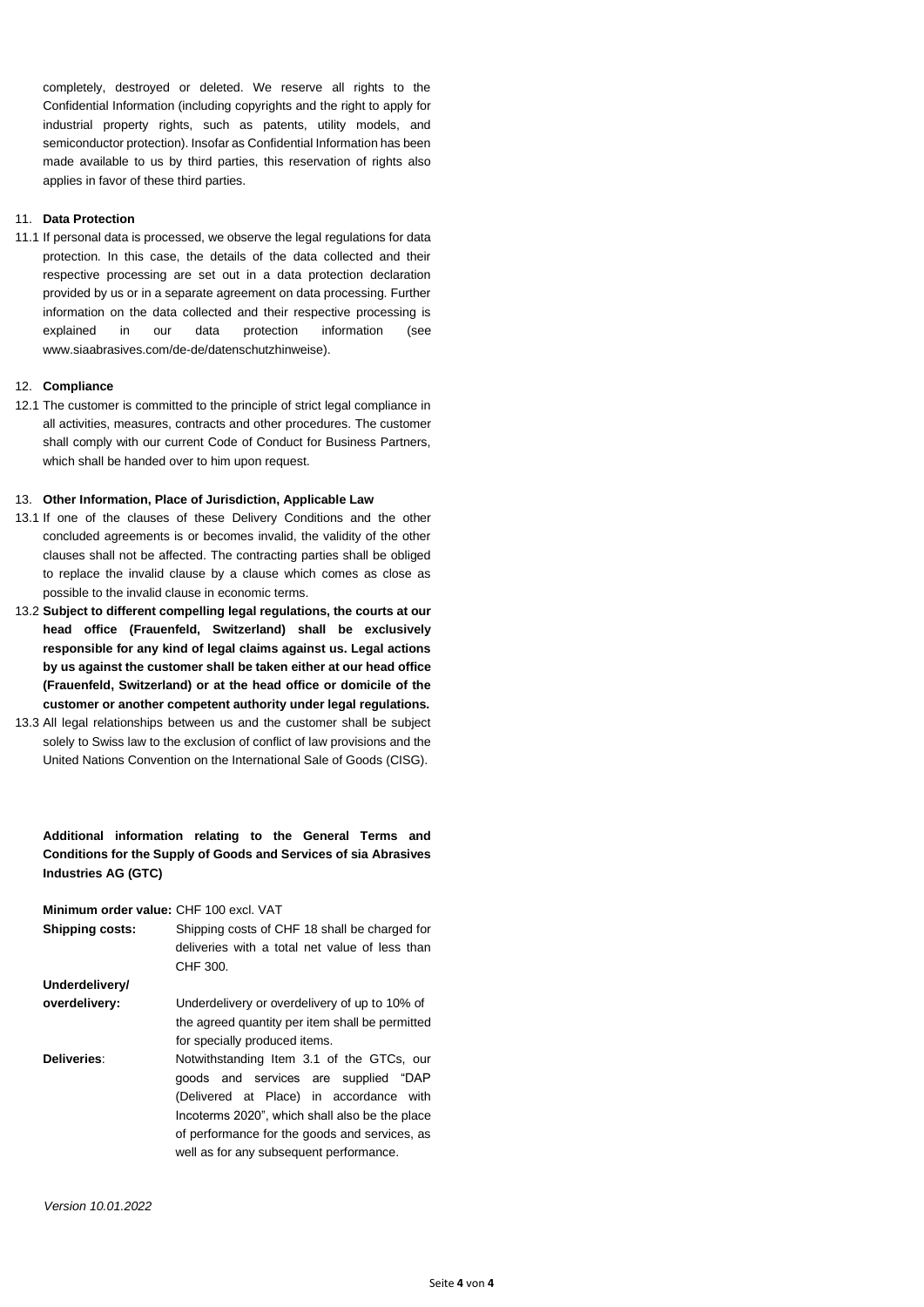completely, destroyed or deleted. We reserve all rights to the Confidential Information (including copyrights and the right to apply for industrial property rights, such as patents, utility models, and semiconductor protection). Insofar as Confidential Information has been made available to us by third parties, this reservation of rights also applies in favor of these third parties.

11. **Data Protection**

11.1 If personal data is processed, we observe the legal regulations for data protection. In this case, the details of the data collected and their respective processing are set out in a data protection declaration provided by us or in a separate agreement on data processing. Further information on the data collected and their respective processing is explained in our data protection information (see www.siaabrasives.com/de-de/datenschutzhinweise).

12. **Compliance**

12.1 The customer is committed to the principle of strict legal compliance in all activities, measures, contracts and other procedures. The customer shall comply with our current Code of Conduct for Business Partners, which shall be handed over to him upon request.

13. **Other Information, Place of Jurisdiction, Applicable Law**

13.1 If one of the clauses of these Delivery Conditions and the other concluded agreements is or becomes invalid, the validity of the other clauses shall not be affected. The contracting parties shall be obliged to replace the invalid clause by a clause which comes as close as possible to the invalid clause in economic terms.

13.2 **Subject to different compelling legal regulations, the courts at our head office (Frauenfeld, Switzerland) shall be exclusively responsible for any kind of legal claims against us. Legal actions by us against the customer shall be taken either at our head office (Frauenfeld, Switzerland) or at the head office or domicile of the customer or another competent authority under legal regulations.**

13.3 All legal relationships between us and the customer shall be subject solely to Swiss law to the exclusion of conflict of law provisions and the United Nations Convention on the International Sale of Goods (CISG).

**Additional information relating to the General Terms and Conditions for the Supply of Goods and Services of sia Abrasives Industries AG (GTC)**

**Minimum order value:** CHF 100 excl. VAT

| | |
|---|---|
| **Shipping costs:** | Shipping costs of CHF 18 shall be charged for deliveries with a total net value of less than CHF 300. |
| **Underdelivery/ overdelivery:** | Underdelivery or overdelivery of up to 10% of the agreed quantity per item shall be permitted for specially produced items. |
| **Deliveries**: | Notwithstanding Item 3.1 of the GTCs, our goods and services are supplied "DAP (Delivered at Place) in accordance with Incoterms 2020", which shall also be the place of performance for the goods and services, as well as for any subsequent performance. |

*Version 10.01.2022*